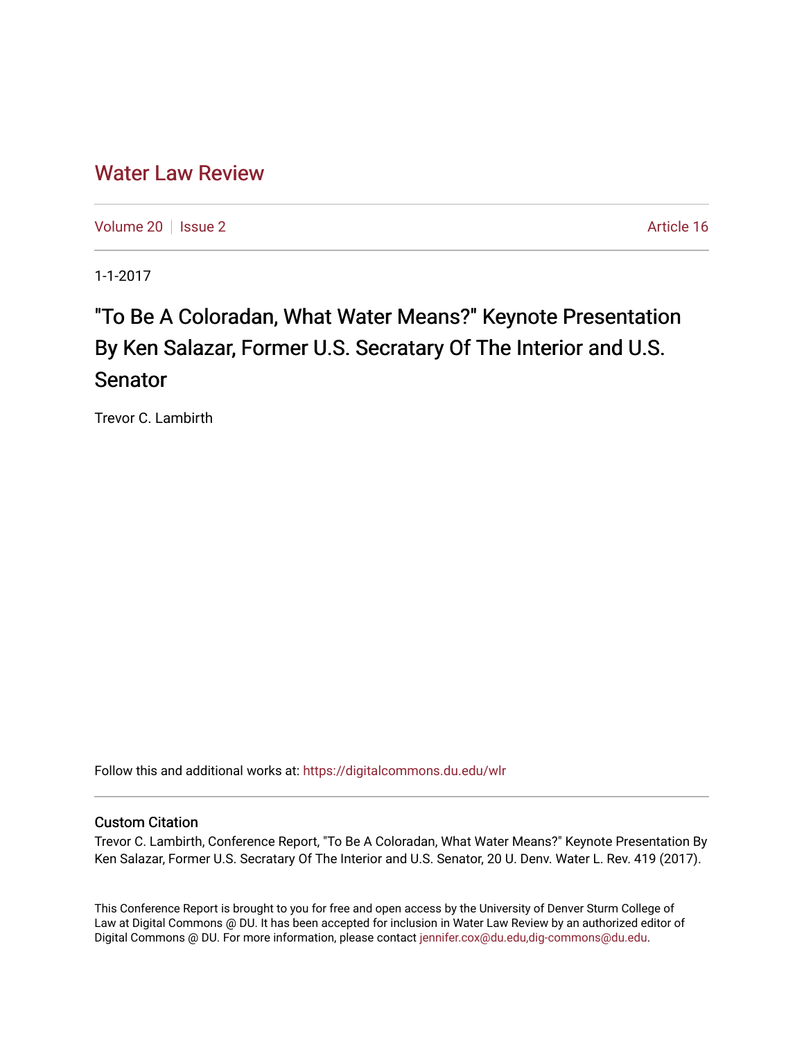# Water Law Review

Volume 20 | Issue 2 | Article 16

1-1-2017

## "To Be A Coloradan, What Water Means?" Keynote Presentation By Ken Salazar, Former U.S. Secratary Of The Interior and U.S. Senator

Trevor C. Lambirth

Follow this and additional works at: https://digitalcommons.du.edu/wlr

### Custom Citation

Trevor C. Lambirth, Conference Report, "To Be A Coloradan, What Water Means?" Keynote Presentation By Ken Salazar, Former U.S. Secratary Of The Interior and U.S. Senator, 20 U. Denv. Water L. Rev. 419 (2017).

This Conference Report is brought to you for free and open access by the University of Denver Sturm College of Law at Digital Commons @ DU. It has been accepted for inclusion in Water Law Review by an authorized editor of Digital Commons @ DU. For more information, please contact jennifer.cox@du.edu,dig-commons@du.edu.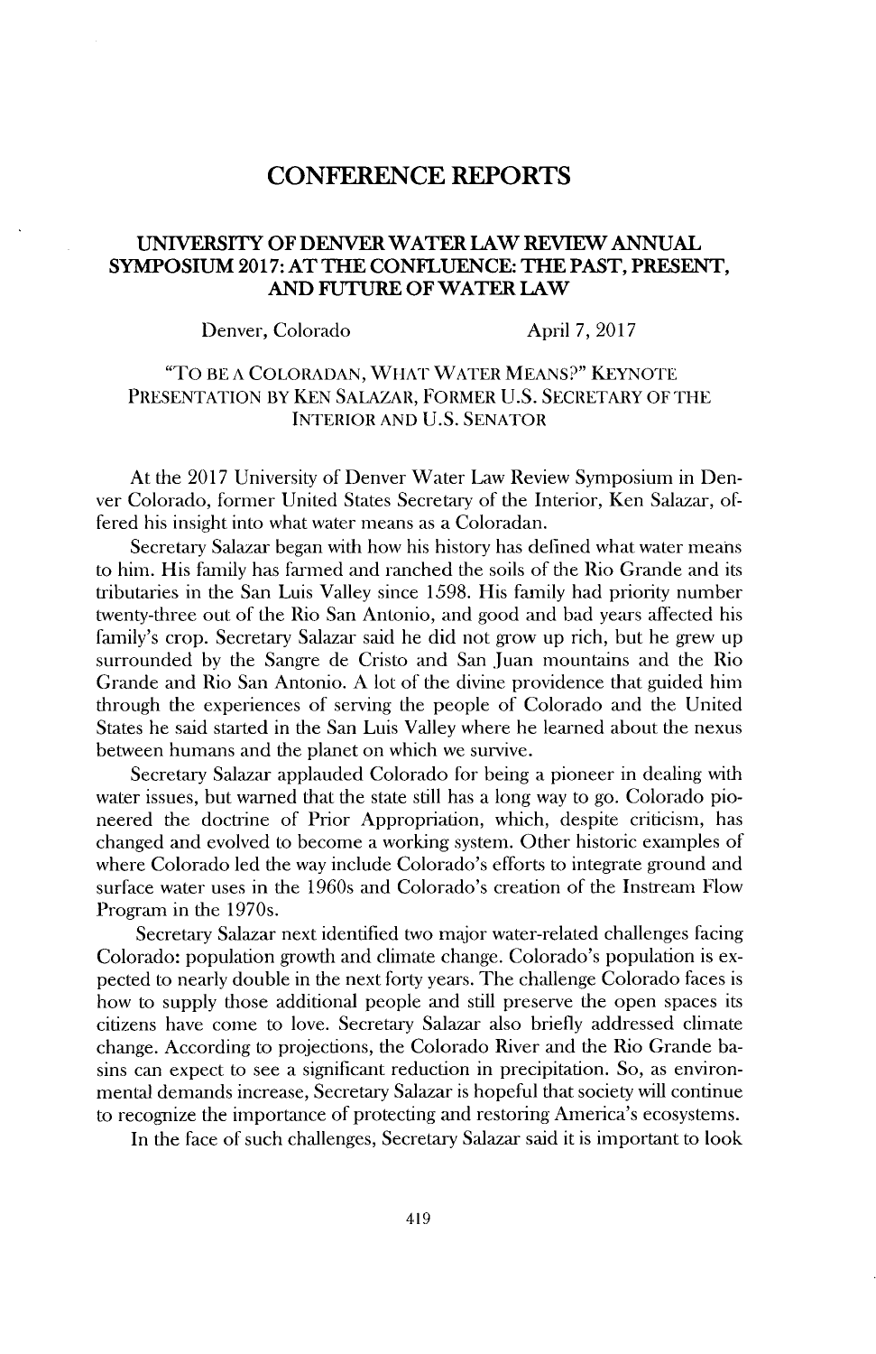# CONFERENCE REPORTS

## UNIVERSITY OF DENVER WATER LAW REVIEW ANNUAL SYMPOSIUM 2017: AT THE CONFLUENCE: THE PAST, PRESENT, AND FUTURE OF WATER LAW

Denver, Colorado April 7, 2017

### "TO BE A COLORADAN, WHAT WATER MEANS?" KEYNOTE PRESENTATION BY KEN SALAZAR, FORMER U.S. SECRETARY OF THE INTERIOR AND U.S. SENATOR

At the 2017 University of Denver Water Law Review Symposium in Denver Colorado, former United States Secretary of the Interior, Ken Salazar, offered his insight into what water means as a Coloradan.

Secretary Salazar began with how his history has defined what water means to him. His family has farmed and ranched the soils of the Rio Grande and its tributaries in the San Luis Valley since 1598. His family had priority number twenty-three out of the Rio San Antonio, and good and bad years affected his family's crop. Secretary Salazar said he did not grow up rich, but he grew up surrounded by the Sangre de Cristo and San Juan mountains and the Rio Grande and Rio San Antonio. A lot of the divine providence that guided him through the experiences of serving the people of Colorado and the United States he said started in the San Luis Valley where he learned about the nexus between humans and the planet on which we survive.

Secretary Salazar applauded Colorado for being a pioneer in dealing with water issues, but warned that the state still has a long way to go. Colorado pioneered the doctrine of Prior Appropriation, which, despite criticism, has changed and evolved to become a working system. Other historic examples of where Colorado led the way include Colorado's efforts to integrate ground and surface water uses in the 1960s and Colorado's creation of the Instream Flow Program in the 1970s.

Secretary Salazar next identified two major water-related challenges facing Colorado: population growth and climate change. Colorado's population is expected to nearly double in the next forty years. The challenge Colorado faces is how to supply those additional people and still preserve the open spaces its citizens have come to love. Secretary Salazar also briefly addressed climate change. According to projections, the Colorado River and the Rio Grande basins can expect to see a significant reduction in precipitation. So, as environmental demands increase, Secretary Salazar is hopeful that society will continue to recognize the importance of protecting and restoring America's ecosystems.

In the face of such challenges, Secretary Salazar said it is important to look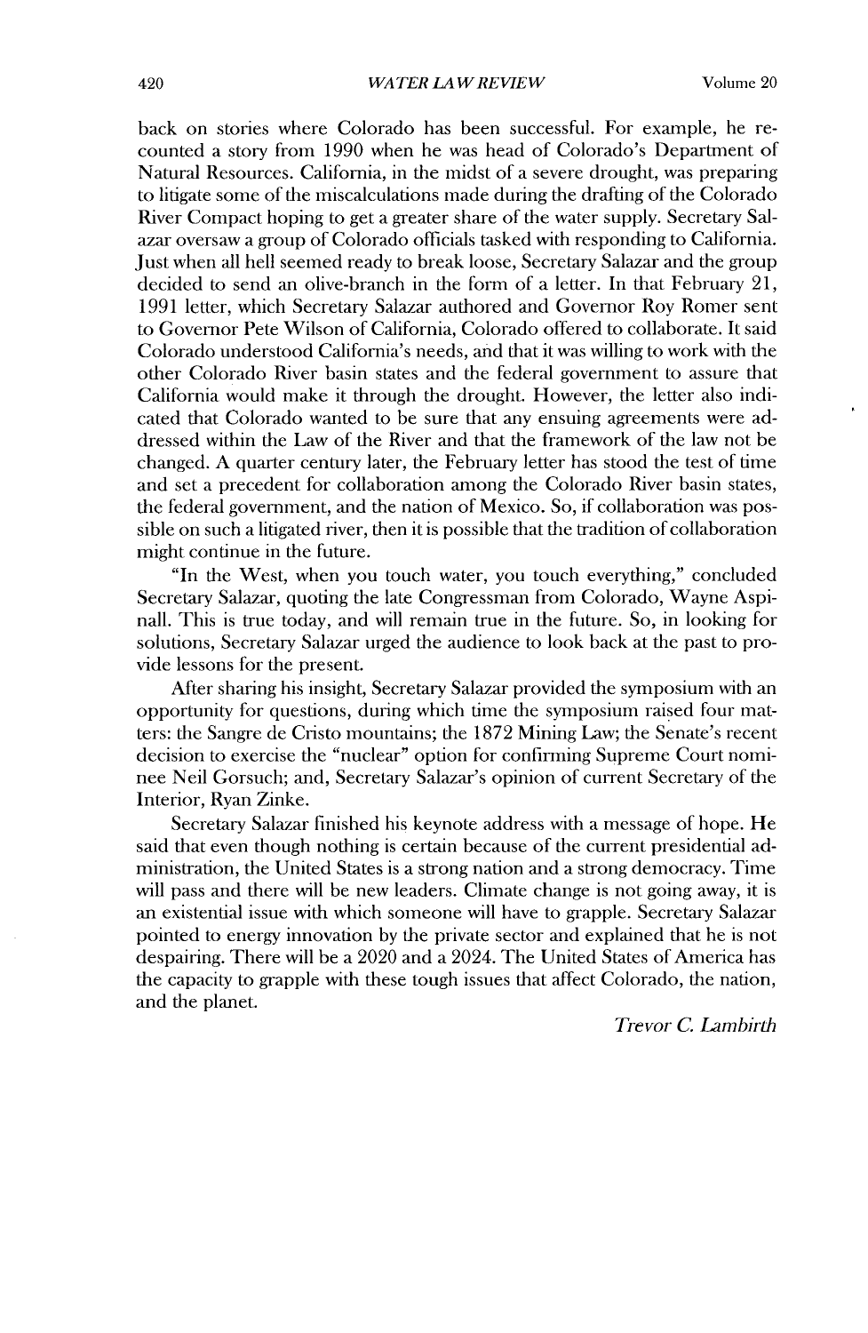back on stories where Colorado has been successful. For example, he recounted a story from 1990 when he was head of Colorado's Department of Natural Resources. California, in the midst of a severe drought, was preparing to litigate some of the miscalculations made during the drafting of the Colorado River Compact hoping to get a greater share of the water supply. Secretary Salazar oversaw a group of Colorado officials tasked with responding to California. Just when all hell seemed ready to break loose, Secretary Salazar and the group decided to send an olive-branch in the form of a letter. In that February 21, 1991 letter, which Secretary Salazar authored and Governor Roy Romer sent to Governor Pete Wilson of California, Colorado offered to collaborate. It said Colorado understood California's needs, and that it was willing to work with the other Colorado River basin states and the federal government to assure that California would make it through the drought. However, the letter also indicated that Colorado wanted to be sure that any ensuing agreements were addressed within the Law of the River and that the framework of the law not be changed. A quarter century later, the February letter has stood the test of time and set a precedent for collaboration among the Colorado River basin states, the federal government, and the nation of Mexico. So, if collaboration was possible on such a litigated river, then it is possible that the tradition of collaboration might continue in the future.

"In the West, when you touch water, you touch everything," concluded Secretary Salazar, quoting the late Congressman from Colorado, Wayne Aspinall. This is true today, and will remain true in the future. So, in looking for solutions, Secretary Salazar urged the audience to look back at the past to provide lessons for the present.

After sharing his insight, Secretary Salazar provided the symposium with an opportunity for questions, during which time the symposium raised four matters: the Sangre de Cristo mountains; the 1872 Mining Law; the Senate's recent decision to exercise the "nuclear" option for confirming Supreme Court nominee Neil Gorsuch; and, Secretary Salazar's opinion of current Secretary of the Interior, Ryan Zinke.

Secretary Salazar finished his keynote address with a message of hope. He said that even though nothing is certain because of the current presidential administration, the United States is a strong nation and a strong democracy. Time will pass and there will be new leaders. Climate change is not going away, it is an existential issue with which someone will have to grapple. Secretary Salazar pointed to energy innovation by the private sector and explained that he is not despairing. There will be a 2020 and a 2024. The United States of America has the capacity to grapple with these tough issues that affect Colorado, the nation, and the planet.

*Trevor C. Lambirth*